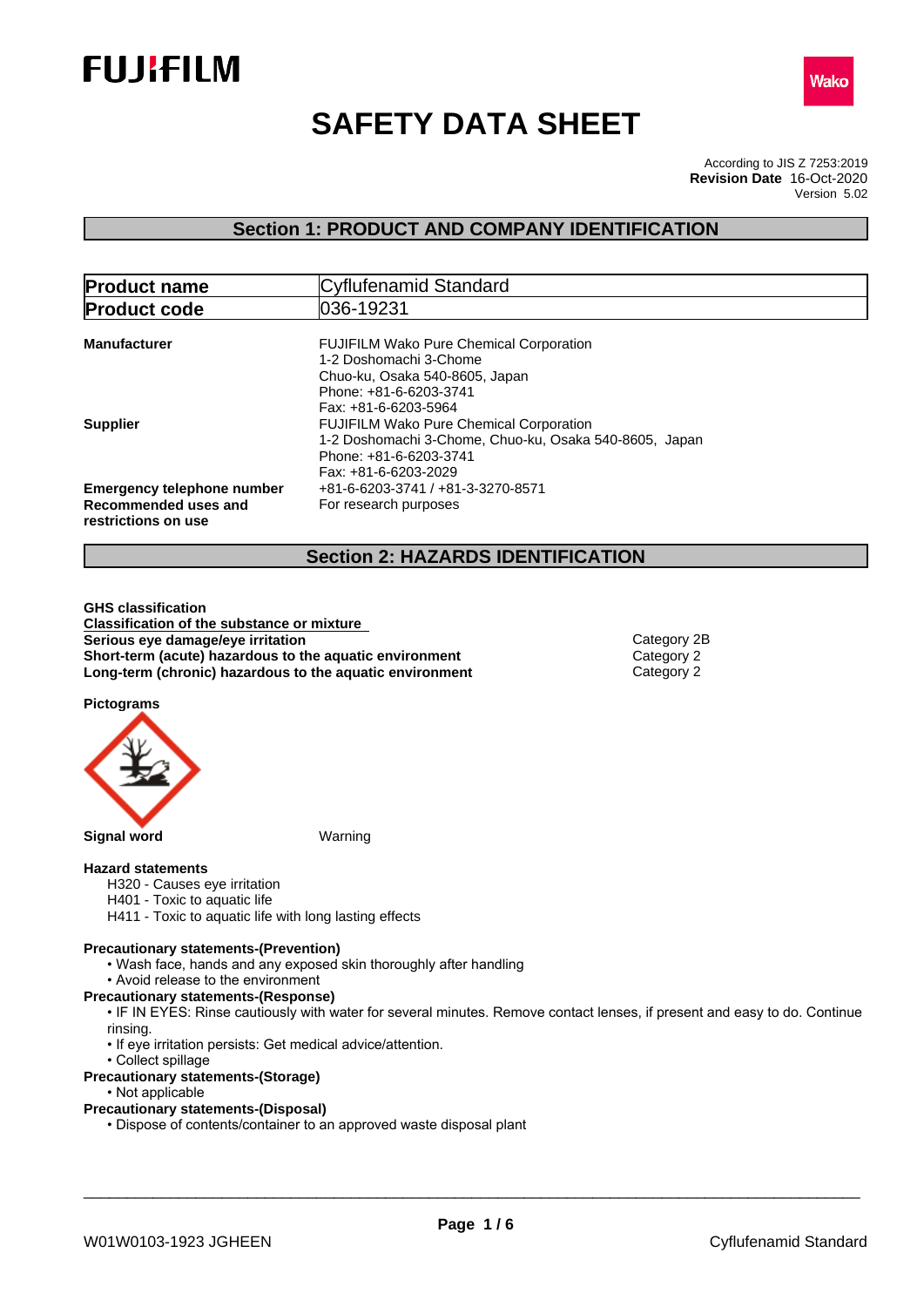# SAFETY DATA SHEET

According to JIS Z 7253:2019
**Revision Date** 16-Oct-2020
Version 5.02

## Section 1: PRODUCT AND COMPANY IDENTIFICATION

| **Product name** | Cyflufenamid Standard |
|---|---|
| **Product code** | 036-19231 |

**Manufacturer**
FUJIFILM Wako Pure Chemical Corporation
1-2 Doshomachi 3-Chome
Chuo-ku, Osaka 540-8605, Japan
Phone: +81-6-6203-3741
Fax: +81-6-6203-5964

**Supplier**
FUJIFILM Wako Pure Chemical Corporation
1-2 Doshomachi 3-Chome, Chuo-ku, Osaka 540-8605, Japan
Phone: +81-6-6203-3741
Fax: +81-6-6203-2029

**Emergency telephone number** +81-6-6203-3741 / +81-3-3270-8571

**Recommended uses and restrictions on use** For research purposes

## Section 2: HAZARDS IDENTIFICATION

**GHS classification**

**Classification of the substance or mixture**

| | |
|---|---|
| **Serious eye damage/eye irritation** | Category 2B |
| **Short-term (acute) hazardous to the aquatic environment** | Category 2 |
| **Long-term (chronic) hazardous to the aquatic environment** | Category 2 |

**Pictograms**

**Signal word** Warning

**Hazard statements**

H320 - Causes eye irritation
H401 - Toxic to aquatic life
H411 - Toxic to aquatic life with long lasting effects

**Precautionary statements-(Prevention)**

- Wash face, hands and any exposed skin thoroughly after handling
- Avoid release to the environment

**Precautionary statements-(Response)**

- IF IN EYES: Rinse cautiously with water for several minutes. Remove contact lenses, if present and easy to do. Continue rinsing.
- If eye irritation persists: Get medical advice/attention.
- Collect spillage

**Precautionary statements-(Storage)**

- Not applicable

**Precautionary statements-(Disposal)**

- Dispose of contents/container to an approved waste disposal plant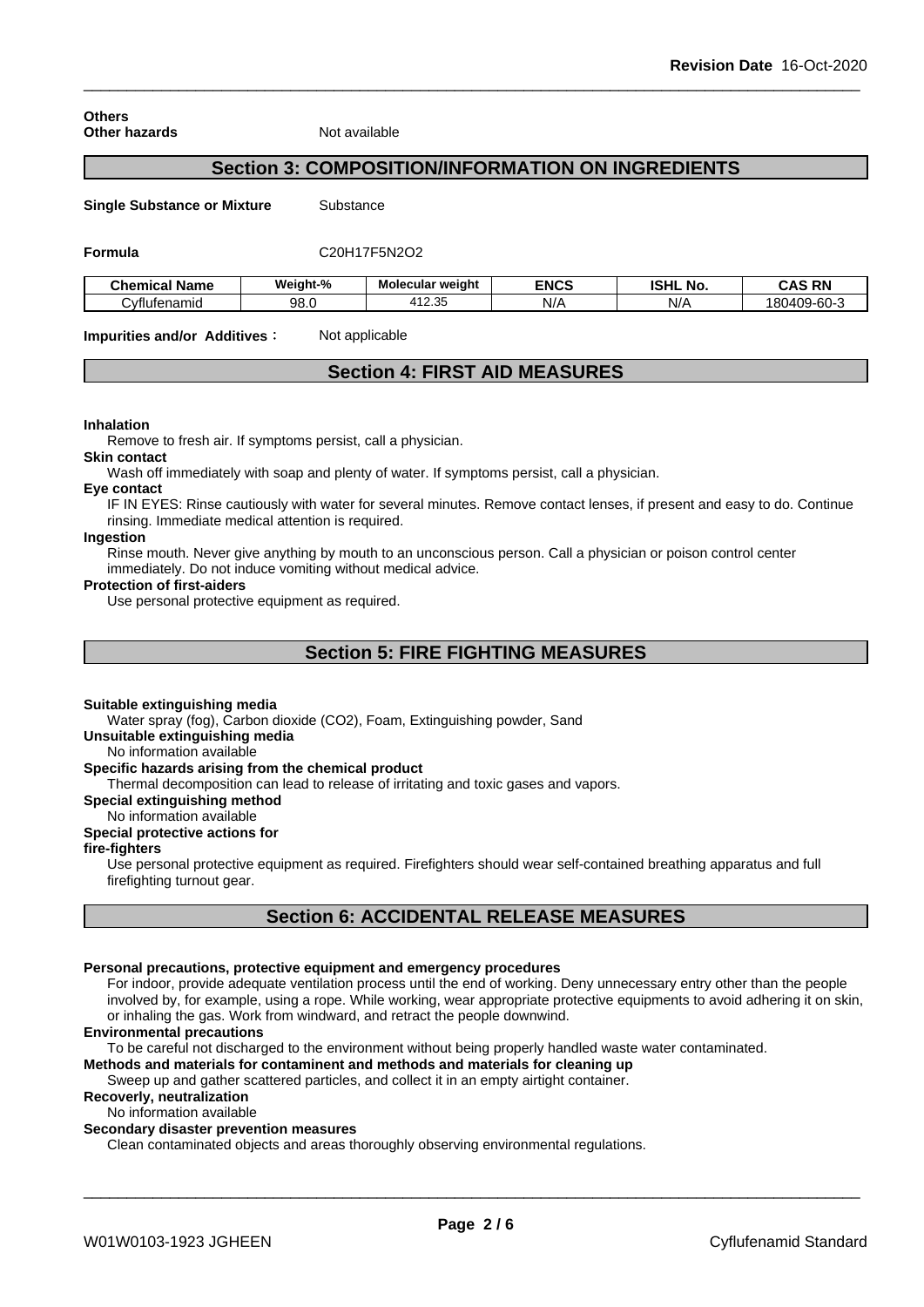**Others**

**Other hazards** Not available

## Section 3: COMPOSITION/INFORMATION ON INGREDIENTS

**Single Substance or Mixture** Substance

**Formula** $C_{20}H_{17}F_5N_2O_2$

| Chemical Name | Weight-% | Molecular weight | ENCS | ISHL No. | CAS RN |
|---|---|---|---|---|---|
| Cyflufenamid | 98.0 | 412.35 | N/A | N/A | 180409-60-3 |

**Impurities and/or Additives :** Not applicable

## Section 4: FIRST AID MEASURES

**Inhalation**

Remove to fresh air. If symptoms persist, call a physician.

**Skin contact**

Wash off immediately with soap and plenty of water. If symptoms persist, call a physician.

**Eye contact**

IF IN EYES: Rinse cautiously with water for several minutes. Remove contact lenses, if present and easy to do. Continue rinsing. Immediate medical attention is required.

**Ingestion**

Rinse mouth. Never give anything by mouth to an unconscious person. Call a physician or poison control center immediately. Do not induce vomiting without medical advice.

**Protection of first-aiders**

Use personal protective equipment as required.

## Section 5: FIRE FIGHTING MEASURES

**Suitable extinguishing media**

Water spray (fog), Carbon dioxide ($CO_2$), Foam, Extinguishing powder, Sand

**Unsuitable extinguishing media**

No information available

**Specific hazards arising from the chemical product**

Thermal decomposition can lead to release of irritating and toxic gases and vapors.

**Special extinguishing method**

No information available

**Special protective actions for fire-fighters**

Use personal protective equipment as required. Firefighters should wear self-contained breathing apparatus and full firefighting turnout gear.

## Section 6: ACCIDENTAL RELEASE MEASURES

**Personal precautions, protective equipment and emergency procedures**

For indoor, provide adequate ventilation process until the end of working. Deny unnecessary entry other than the people involved by, for example, using a rope. While working, wear appropriate protective equipments to avoid adhering it on skin, or inhaling the gas. Work from windward, and retract the people downwind.

**Environmental precautions**

To be careful not discharged to the environment without being properly handled waste water contaminated.

**Methods and materials for contaminent and methods and materials for cleaning up**

Sweep up and gather scattered particles, and collect it in an empty airtight container.

**Recoverly, neutralization**

No information available

**Secondary disaster prevention measures**

Clean contaminated objects and areas thoroughly observing environmental regulations.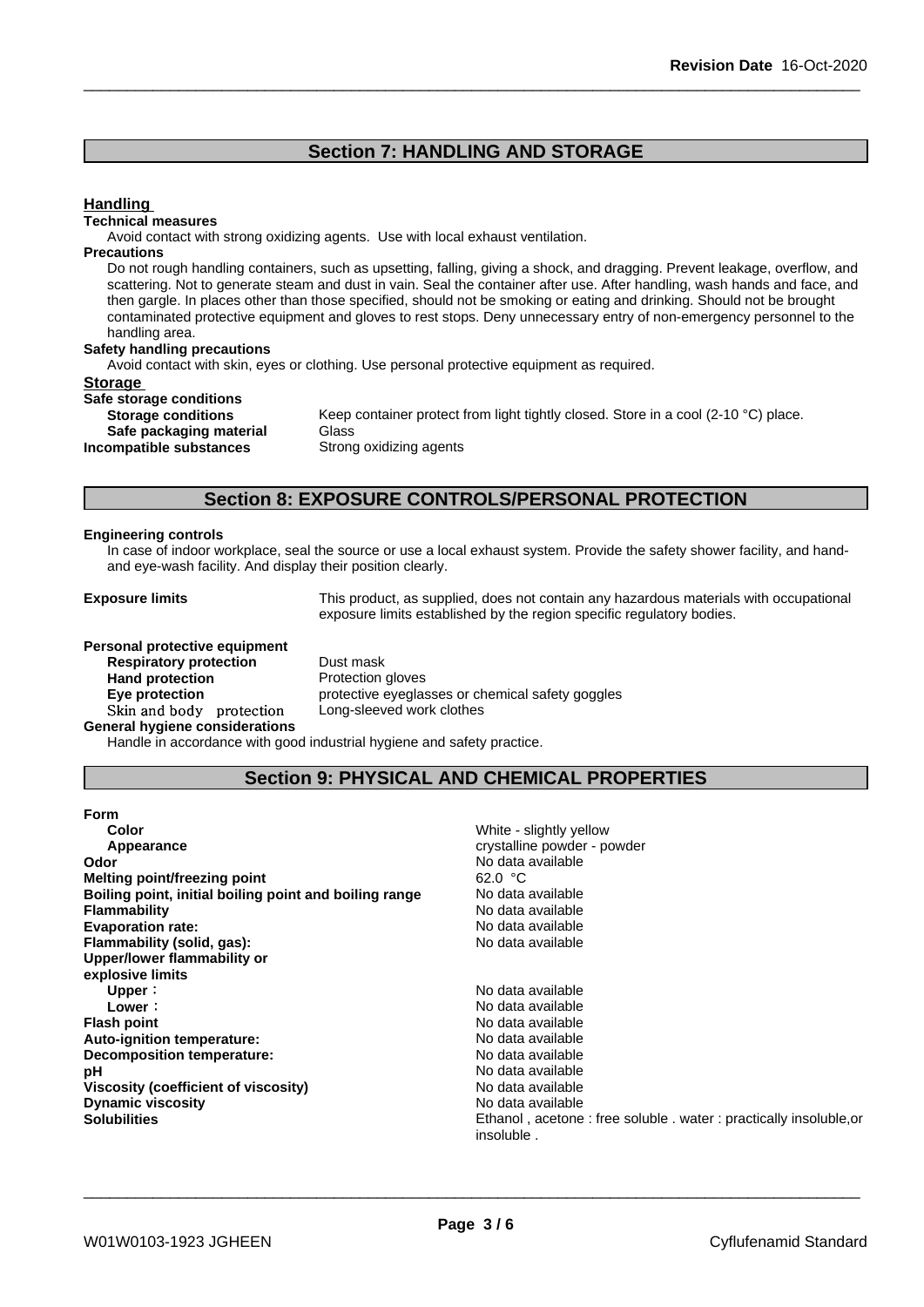## Section 7: HANDLING AND STORAGE

### Handling

**Technical measures**

Avoid contact with strong oxidizing agents. Use with local exhaust ventilation.

**Precautions**

Do not rough handling containers, such as upsetting, falling, giving a shock, and dragging. Prevent leakage, overflow, and scattering. Not to generate steam and dust in vain. Seal the container after use. After handling, wash hands and face, and then gargle. In places other than those specified, should not be smoking or eating and drinking. Should not be brought contaminated protective equipment and gloves to rest stops. Deny unnecessary entry of non-emergency personnel to the handling area.

**Safety handling precautions**

Avoid contact with skin, eyes or clothing. Use personal protective equipment as required.

### Storage

**Safe storage conditions**

| | |
|---|---|
| **Storage conditions** | Keep container protect from light tightly closed. Store in a cool (2-10 °C) place. |
| **Safe packaging material** | Glass |
| **Incompatible substances** | Strong oxidizing agents |

## Section 8: EXPOSURE CONTROLS/PERSONAL PROTECTION

**Engineering controls**

In case of indoor workplace, seal the source or use a local exhaust system. Provide the safety shower facility, and hand- and eye-wash facility. And display their position clearly.

**Exposure limits** This product, as supplied, does not contain any hazardous materials with occupational exposure limits established by the region specific regulatory bodies.

**Personal protective equipment**

| | |
|---|---|
| **Respiratory protection** | Dust mask |
| **Hand protection** | Protection gloves |
| **Eye protection** | protective eyeglasses or chemical safety goggles |
| Skin and body protection | Long-sleeved work clothes |

**General hygiene considerations**

Handle in accordance with good industrial hygiene and safety practice.

## Section 9: PHYSICAL AND CHEMICAL PROPERTIES

**Form**

| | |
|---|---|
| **Color** | White - slightly yellow |
| **Appearance** | crystalline powder - powder |
| **Odor** | No data available |
| **Melting point/freezing point** | 62.0 °C |
| **Boiling point, initial boiling point and boiling range** | No data available |
| **Flammability** | No data available |
| **Evaporation rate:** | No data available |
| **Flammability (solid, gas):** | No data available |
| **Upper/lower flammability or explosive limits** | |
| **Upper**： | No data available |
| **Lower**： | No data available |
| **Flash point** | No data available |
| **Auto-ignition temperature:** | No data available |
| **Decomposition temperature:** | No data available |
| **pH** | No data available |
| **Viscosity (coefficient of viscosity)** | No data available |
| **Dynamic viscosity** | No data available |
| **Solubilities** | Ethanol , acetone : free soluble . water : practically insoluble,or insoluble . |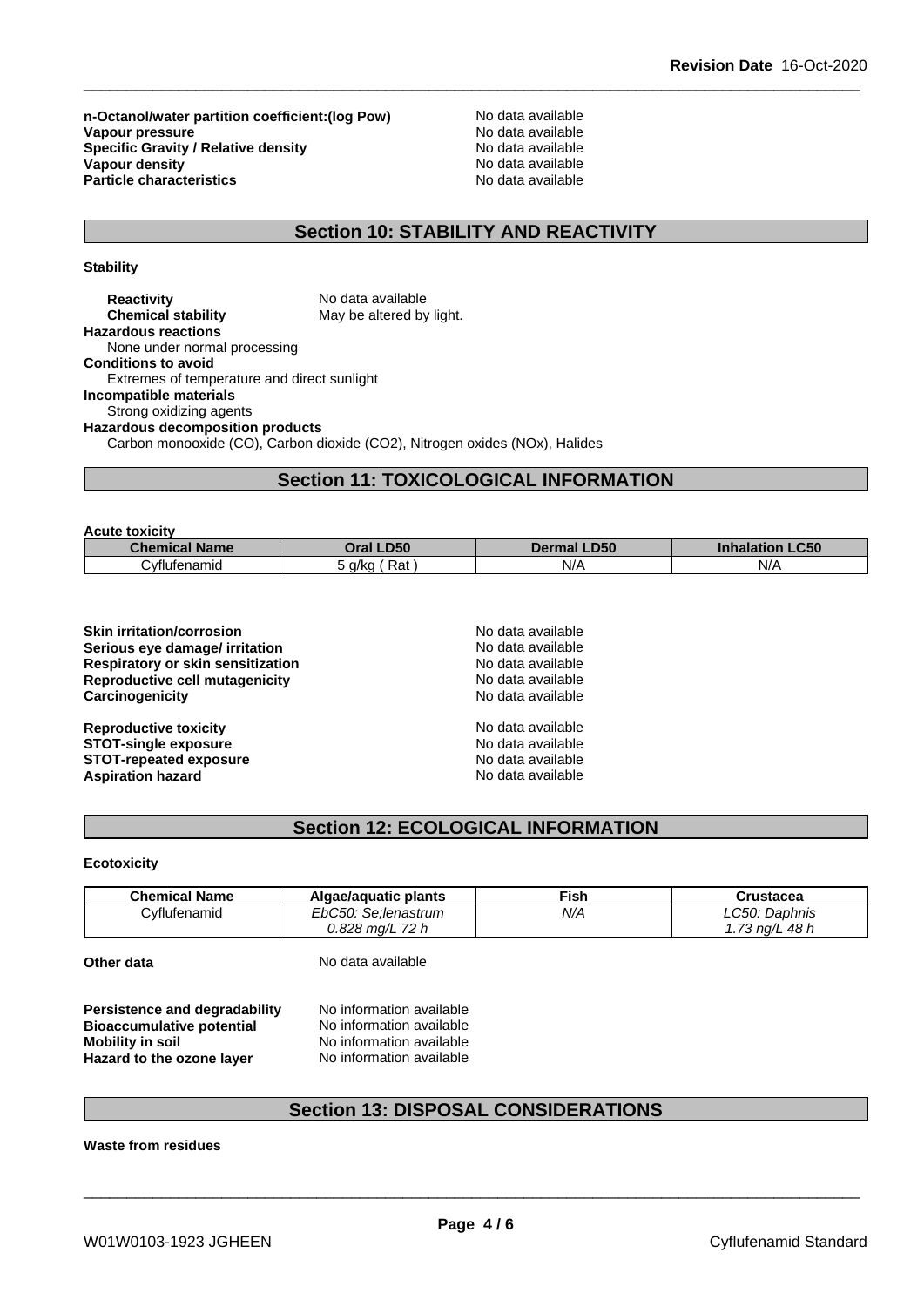**n-Octanol/water partition coefficient:(log Pow)** No data available
**Vapour pressure** No data available
**Specific Gravity / Relative density** No data available
**Vapour density** No data available
**Particle characteristics** No data available

## Section 10: STABILITY AND REACTIVITY

**Stability**

**Reactivity** No data available
**Chemical stability** May be altered by light.

**Hazardous reactions**
None under normal processing

**Conditions to avoid**
Extremes of temperature and direct sunlight

**Incompatible materials**
Strong oxidizing agents

**Hazardous decomposition products**
Carbon monooxide (CO), Carbon dioxide ($CO_2$), Nitrogen oxides ($NO_x$), Halides

## Section 11: TOXICOLOGICAL INFORMATION

**Acute toxicity**

| Chemical Name | Oral LD50 | Dermal LD50 | Inhalation LC50 |
|---|---|---|---|
| Cyflufenamid | 5 g/kg ( Rat ) | N/A | N/A |

**Skin irritation/corrosion** No data available
**Serious eye damage/ irritation** No data available
**Respiratory or skin sensitization** No data available
**Reproductive cell mutagenicity** No data available
**Carcinogenicity** No data available

**Reproductive toxicity** No data available
**STOT-single exposure** No data available
**STOT-repeated exposure** No data available
**Aspiration hazard** No data available

## Section 12: ECOLOGICAL INFORMATION

**Ecotoxicity**

| Chemical Name | Algae/aquatic plants | Fish | Crustacea |
|---|---|---|---|
| Cyflufenamid | *EbC50: Se;lenastrum 0.828 mg/L 72 h* | *N/A* | *LC50: Daphnis 1.73 ng/L 48 h* |

**Other data** No data available

**Persistence and degradability** No information available
**Bioaccumulative potential** No information available
**Mobility in soil** No information available
**Hazard to the ozone layer** No information available

## Section 13: DISPOSAL CONSIDERATIONS

**Waste from residues**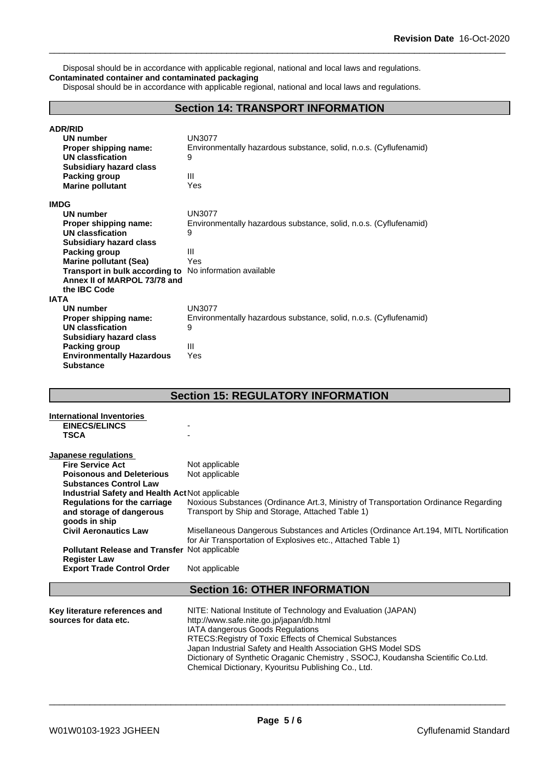Disposal should be in accordance with applicable regional, national and local laws and regulations.

**Contaminated container and contaminated packaging**

Disposal should be in accordance with applicable regional, national and local laws and regulations.

## Section 14: TRANSPORT INFORMATION

**ADR/RID**

| | |
|---|---|
| **UN number** | UN3077 |
| **Proper shipping name:** | Environmentally hazardous substance, solid, n.o.s. (Cyflufenamid) |
| **UN classfication** | 9 |
| **Subsidiary hazard class** | |
| **Packing group** | III |
| **Marine pollutant** | Yes |

**IMDG**

| | |
|---|---|
| **UN number** | UN3077 |
| **Proper shipping name:** | Environmentally hazardous substance, solid, n.o.s. (Cyflufenamid) |
| **UN classfication** | 9 |
| **Subsidiary hazard class** | |
| **Packing group** | III |
| **Marine pollutant (Sea)** | Yes |
| **Transport in bulk according to Annex II of MARPOL 73/78 and the IBC Code** | No information available |

**IATA**

| | |
|---|---|
| **UN number** | UN3077 |
| **Proper shipping name:** | Environmentally hazardous substance, solid, n.o.s. (Cyflufenamid) |
| **UN classfication** | 9 |
| **Subsidiary hazard class** | |
| **Packing group** | III |
| **Environmentally Hazardous Substance** | Yes |

## Section 15: REGULATORY INFORMATION

**International Inventories**

| | |
|---|---|
| **EINECS/ELINCS** | - |
| **TSCA** | - |

**Japanese regulations**

| | |
|---|---|
| **Fire Service Act** | Not applicable |
| **Poisonous and Deleterious Substances Control Law** | Not applicable |
| **Industrial Safety and Health Act** | Not applicable |
| **Regulations for the carriage and storage of dangerous goods in ship** | Noxious Substances (Ordinance Art.3, Ministry of Transportation Ordinance Regarding Transport by Ship and Storage, Attached Table 1) |
| **Civil Aeronautics Law** | Misellaneous Dangerous Substances and Articles (Ordinance Art.194, MITL Nortification for Air Transportation of Explosives etc., Attached Table 1) |
| **Pollutant Release and Transfer Register Law** | Not applicable |
| **Export Trade Control Order** | Not applicable |

## Section 16: OTHER INFORMATION

**Key literature references and sources for data etc.**

NITE: National Institute of Technology and Evaluation (JAPAN)
http://www.safe.nite.go.jp/japan/db.html
IATA dangerous Goods Regulations
RTECS:Registry of Toxic Effects of Chemical Substances
Japan Industrial Safety and Health Association GHS Model SDS
Dictionary of Synthetic Oraganic Chemistry , SSOCJ, Koudansha Scientific Co.Ltd.
Chemical Dictionary, Kyouritsu Publishing Co., Ltd.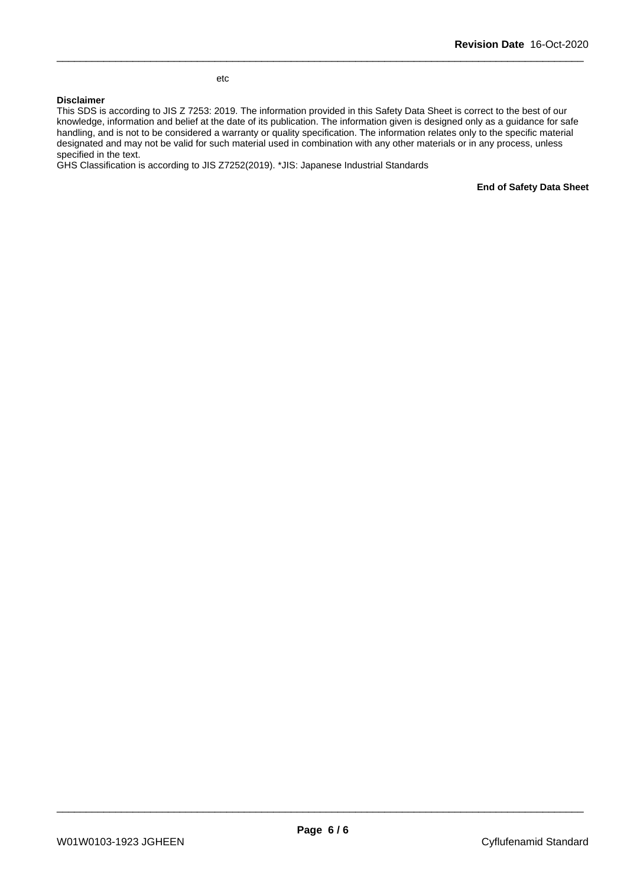etc

**Disclaimer**

This SDS is according to JIS Z 7253: 2019. The information provided in this Safety Data Sheet is correct to the best of our knowledge, information and belief at the date of its publication. The information given is designed only as a guidance for safe handling, and is not to be considered a warranty or quality specification. The information relates only to the specific material designated and may not be valid for such material used in combination with any other materials or in any process, unless specified in the text.

GHS Classification is according to JIS Z7252(2019). *JIS: Japanese Industrial Standards

**End of Safety Data Sheet**